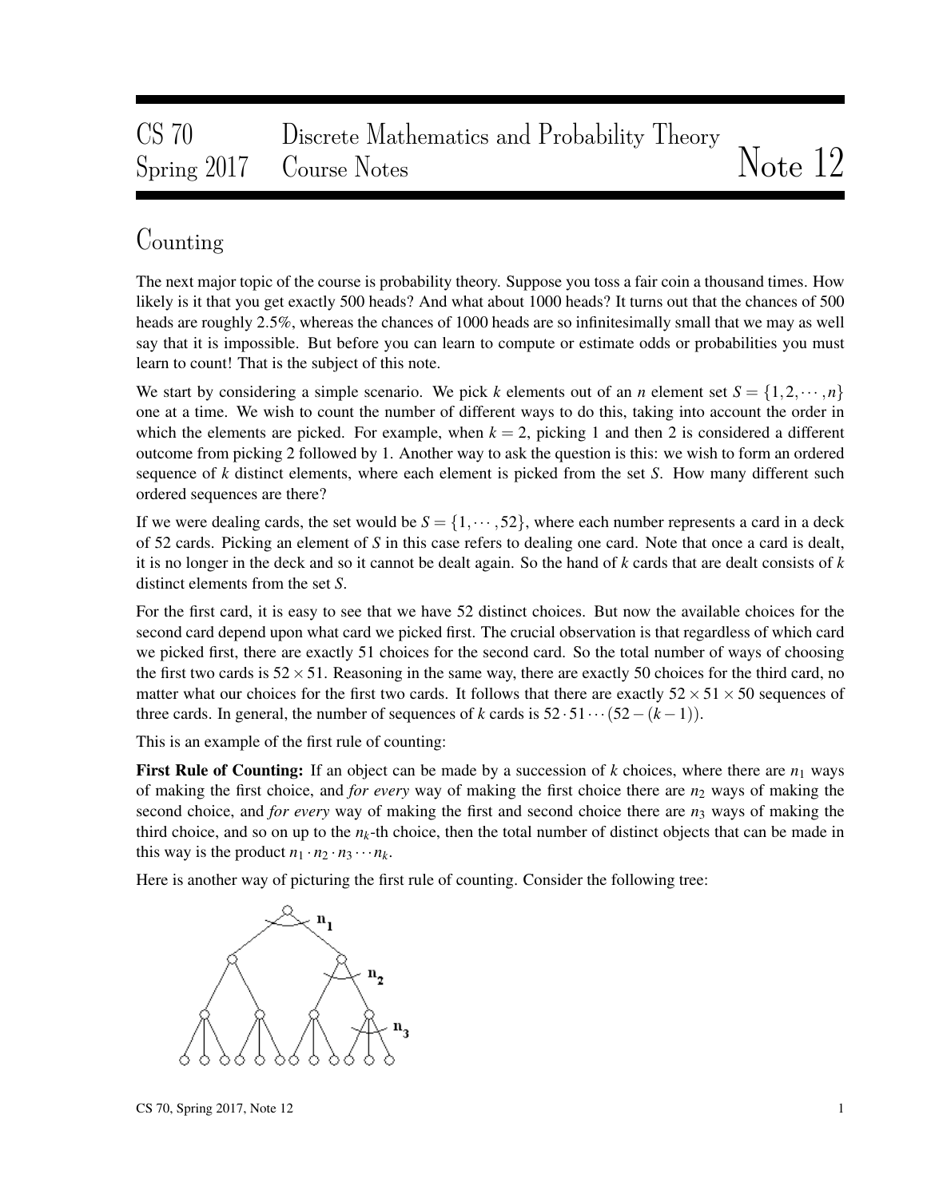# CS 70 Discrete Mathematics and Probability Theory Spring 2017 Course Notes — Note 12

## Counting

The next major topic of the course is probability theory. Suppose you toss a fair coin a thousand times. How likely is it that you get exactly 500 heads? And what about 1000 heads? It turns out that the chances of 500 heads are roughly 2.5%, whereas the chances of 1000 heads are so infinitesimally small that we may as well say that it is impossible. But before you can learn to compute or estimate odds or probabilities you must learn to count! That is the subject of this note.

We start by considering a simple scenario. We pick $k$ elements out of an $n$ element set $S = \{1, 2, \cdots, n\}$ one at a time. We wish to count the number of different ways to do this, taking into account the order in which the elements are picked. For example, when $k = 2$, picking 1 and then 2 is considered a different outcome from picking 2 followed by 1. Another way to ask the question is this: we wish to form an ordered sequence of $k$ distinct elements, where each element is picked from the set $S$. How many different such ordered sequences are there?

If we were dealing cards, the set would be $S = \{1, \cdots, 52\}$, where each number represents a card in a deck of 52 cards. Picking an element of $S$ in this case refers to dealing one card. Note that once a card is dealt, it is no longer in the deck and so it cannot be dealt again. So the hand of $k$ cards that are dealt consists of $k$ distinct elements from the set $S$.

For the first card, it is easy to see that we have 52 distinct choices. But now the available choices for the second card depend upon what card we picked first. The crucial observation is that regardless of which card we picked first, there are exactly 51 choices for the second card. So the total number of ways of choosing the first two cards is $52 \times 51$. Reasoning in the same way, there are exactly 50 choices for the third card, no matter what our choices for the first two cards. It follows that there are exactly $52 \times 51 \times 50$ sequences of three cards. In general, the number of sequences of $k$ cards is $52 \cdot 51 \cdots (52 - (k-1))$.

This is an example of the first rule of counting:

**First Rule of Counting:** If an object can be made by a succession of $k$ choices, where there are $n_1$ ways of making the first choice, and *for every* way of making the first choice there are $n_2$ ways of making the second choice, and *for every* way of making the first and second choice there are $n_3$ ways of making the third choice, and so on up to the $n_k$-th choice, then the total number of distinct objects that can be made in this way is the product $n_1 \cdot n_2 \cdot n_3 \cdots n_k$.

Here is another way of picturing the first rule of counting. Consider the following tree: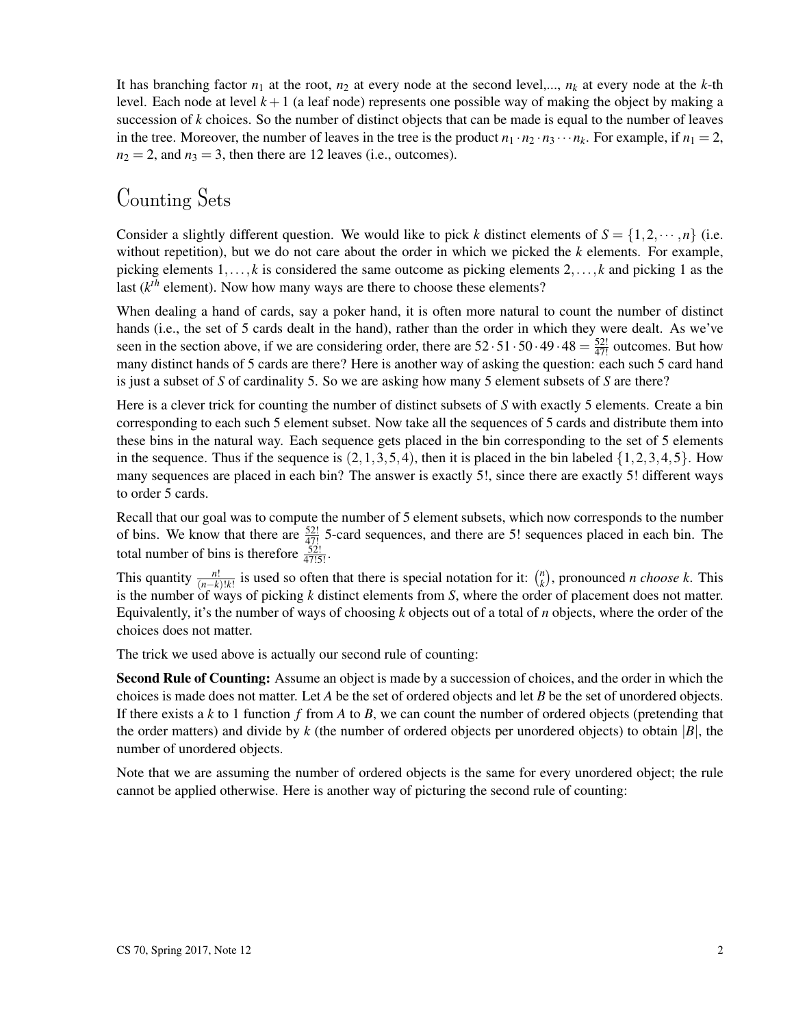It has branching factor $n_1$ at the root, $n_2$ at every node at the second level,..., $n_k$ at every node at the $k$-th level. Each node at level $k+1$ (a leaf node) represents one possible way of making the object by making a succession of $k$ choices. So the number of distinct objects that can be made is equal to the number of leaves in the tree. Moreover, the number of leaves in the tree is the product $n_1 \cdot n_2 \cdot n_3 \cdots n_k$. For example, if $n_1 = 2$, $n_2 = 2$, and $n_3 = 3$, then there are 12 leaves (i.e., outcomes).

# Counting Sets

Consider a slightly different question. We would like to pick $k$ distinct elements of $S = \{1, 2, \cdots, n\}$ (i.e. without repetition), but we do not care about the order in which we picked the $k$ elements. For example, picking elements $1, \ldots, k$ is considered the same outcome as picking elements $2, \ldots, k$ and picking 1 as the last ($k^{th}$ element). Now how many ways are there to choose these elements?

When dealing a hand of cards, say a poker hand, it is often more natural to count the number of distinct hands (i.e., the set of 5 cards dealt in the hand), rather than the order in which they were dealt. As we've seen in the section above, if we are considering order, there are $52 \cdot 51 \cdot 50 \cdot 49 \cdot 48 = \frac{52!}{47!}$ outcomes. But how many distinct hands of 5 cards are there? Here is another way of asking the question: each such 5 card hand is just a subset of $S$ of cardinality 5. So we are asking how many 5 element subsets of $S$ are there?

Here is a clever trick for counting the number of distinct subsets of $S$ with exactly 5 elements. Create a bin corresponding to each such 5 element subset. Now take all the sequences of 5 cards and distribute them into these bins in the natural way. Each sequence gets placed in the bin corresponding to the set of 5 elements in the sequence. Thus if the sequence is $(2, 1, 3, 5, 4)$, then it is placed in the bin labeled $\{1, 2, 3, 4, 5\}$. How many sequences are placed in each bin? The answer is exactly 5!, since there are exactly 5! different ways to order 5 cards.

Recall that our goal was to compute the number of 5 element subsets, which now corresponds to the number of bins. We know that there are $\frac{52!}{47!}$ 5-card sequences, and there are 5! sequences placed in each bin. The total number of bins is therefore $\frac{52!}{47!5!}$.

This quantity $\frac{n!}{(n-k)!k!}$ is used so often that there is special notation for it: $\binom{n}{k}$, pronounced *n choose k*. This is the number of ways of picking $k$ distinct elements from $S$, where the order of placement does not matter. Equivalently, it's the number of ways of choosing $k$ objects out of a total of $n$ objects, where the order of the choices does not matter.

The trick we used above is actually our second rule of counting:

**Second Rule of Counting:** Assume an object is made by a succession of choices, and the order in which the choices is made does not matter. Let $A$ be the set of ordered objects and let $B$ be the set of unordered objects. If there exists a $k$ to 1 function $f$ from $A$ to $B$, we can count the number of ordered objects (pretending that the order matters) and divide by $k$ (the number of ordered objects per unordered objects) to obtain $|B|$, the number of unordered objects.

Note that we are assuming the number of ordered objects is the same for every unordered object; the rule cannot be applied otherwise. Here is another way of picturing the second rule of counting: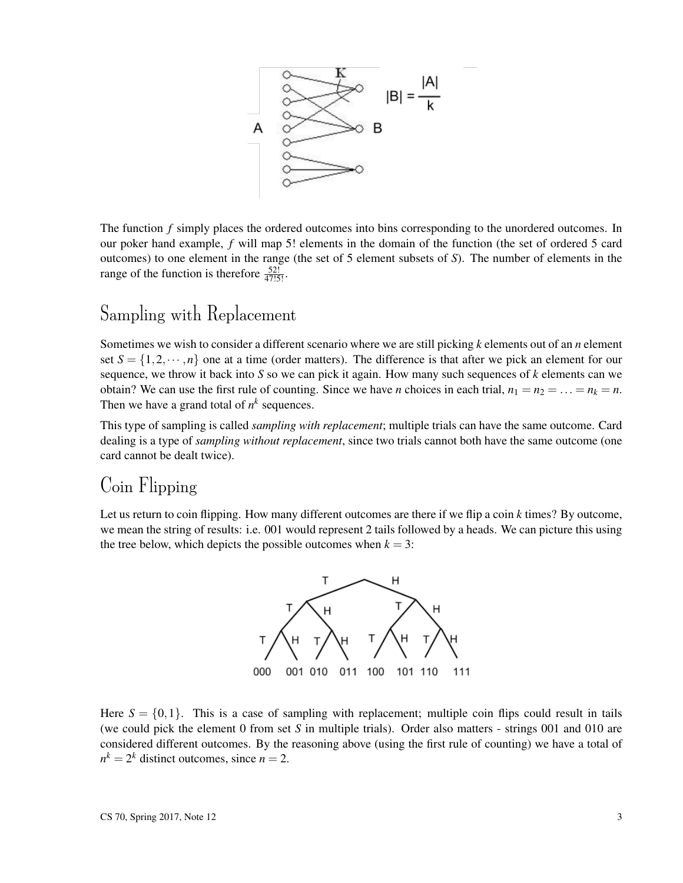The function $f$ simply places the ordered outcomes into bins corresponding to the unordered outcomes. In our poker hand example, $f$ will map $5!$ elements in the domain of the function (the set of ordered 5 card outcomes) to one element in the range (the set of 5 element subsets of $S$). The number of elements in the range of the function is therefore $\frac{52!}{47!5!}$.

## Sampling with Replacement

Sometimes we wish to consider a different scenario where we are still picking $k$ elements out of an $n$ element set $S = \{1, 2, \cdots, n\}$ one at a time (order matters). The difference is that after we pick an element for our sequence, we throw it back into $S$ so we can pick it again. How many such sequences of $k$ elements can we obtain? We can use the first rule of counting. Since we have $n$ choices in each trial, $n_1 = n_2 = \ldots = n_k = n$. Then we have a grand total of $n^k$ sequences.

This type of sampling is called *sampling with replacement*; multiple trials can have the same outcome. Card dealing is a type of *sampling without replacement*, since two trials cannot both have the same outcome (one card cannot be dealt twice).

## Coin Flipping

Let us return to coin flipping. How many different outcomes are there if we flip a coin $k$ times? By outcome, we mean the string of results: i.e. 001 would represent 2 tails followed by a heads. We can picture this using the tree below, which depicts the possible outcomes when $k = 3$:

Here $S = \{0, 1\}$. This is a case of sampling with replacement; multiple coin flips could result in tails (we could pick the element 0 from set $S$ in multiple trials). Order also matters - strings 001 and 010 are considered different outcomes. By the reasoning above (using the first rule of counting) we have a total of $n^k = 2^k$ distinct outcomes, since $n = 2$.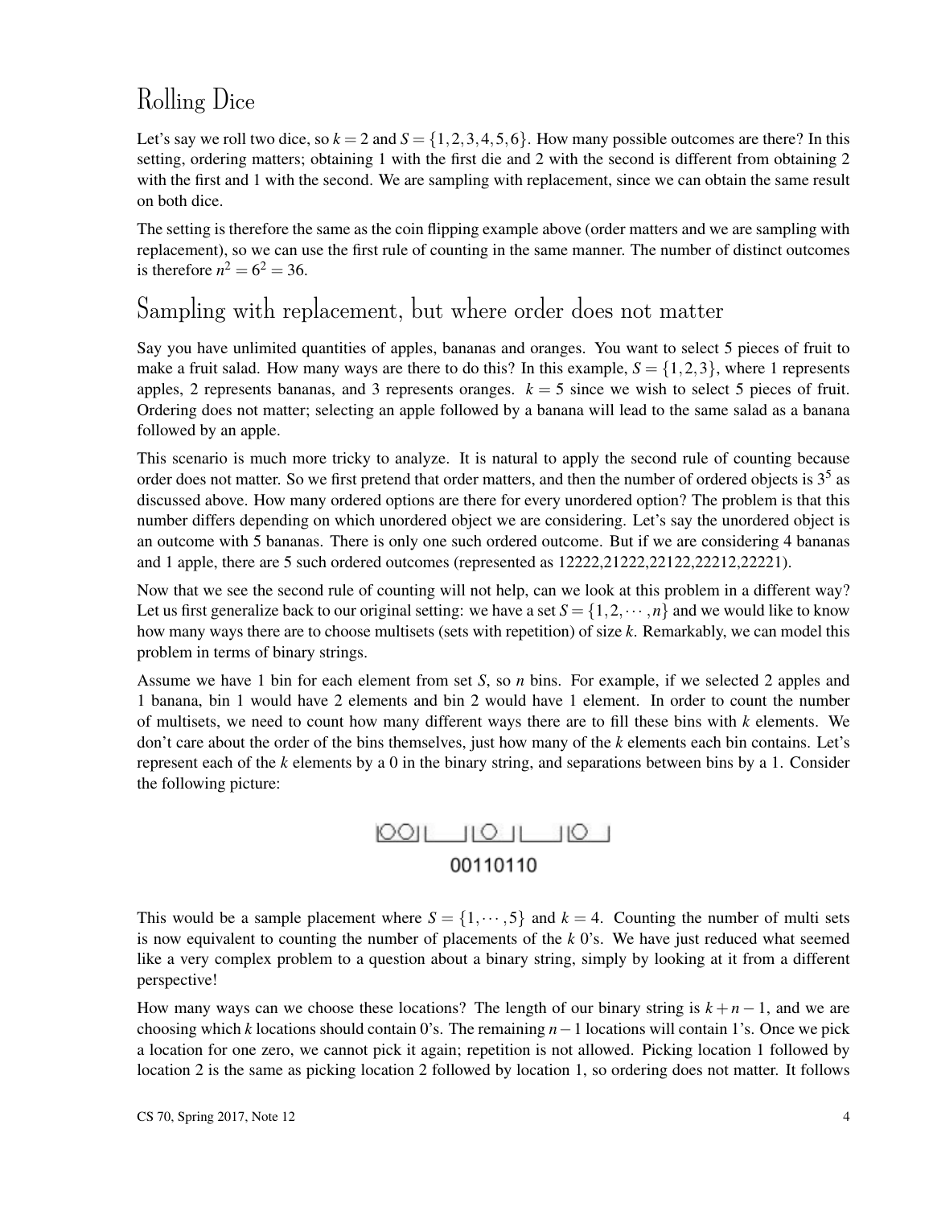## Rolling Dice

Let's say we roll two dice, so $k = 2$ and $S = \{1,2,3,4,5,6\}$. How many possible outcomes are there? In this setting, ordering matters; obtaining 1 with the first die and 2 with the second is different from obtaining 2 with the first and 1 with the second. We are sampling with replacement, since we can obtain the same result on both dice.

The setting is therefore the same as the coin flipping example above (order matters and we are sampling with replacement), so we can use the first rule of counting in the same manner. The number of distinct outcomes is therefore $n^2 = 6^2 = 36$.

## Sampling with replacement, but where order does not matter

Say you have unlimited quantities of apples, bananas and oranges. You want to select 5 pieces of fruit to make a fruit salad. How many ways are there to do this? In this example, $S = \{1,2,3\}$, where 1 represents apples, 2 represents bananas, and 3 represents oranges. $k = 5$ since we wish to select 5 pieces of fruit. Ordering does not matter; selecting an apple followed by a banana will lead to the same salad as a banana followed by an apple.

This scenario is much more tricky to analyze. It is natural to apply the second rule of counting because order does not matter. So we first pretend that order matters, and then the number of ordered objects is $3^5$ as discussed above. How many ordered options are there for every unordered option? The problem is that this number differs depending on which unordered object we are considering. Let's say the unordered object is an outcome with 5 bananas. There is only one such ordered outcome. But if we are considering 4 bananas and 1 apple, there are 5 such ordered outcomes (represented as 12222,21222,22122,22212,22221).

Now that we see the second rule of counting will not help, can we look at this problem in a different way? Let us first generalize back to our original setting: we have a set $S = \{1,2,\cdots,n\}$ and we would like to know how many ways there are to choose multisets (sets with repetition) of size $k$. Remarkably, we can model this problem in terms of binary strings.

Assume we have 1 bin for each element from set $S$, so $n$ bins. For example, if we selected 2 apples and 1 banana, bin 1 would have 2 elements and bin 2 would have 1 element. In order to count the number of multisets, we need to count how many different ways there are to fill these bins with $k$ elements. We don't care about the order of the bins themselves, just how many of the $k$ elements each bin contains. Let's represent each of the $k$ elements by a 0 in the binary string, and separations between bins by a 1. Consider the following picture:

|OO|___|O|___|O_|

00110110

This would be a sample placement where $S = \{1,\cdots,5\}$ and $k = 4$. Counting the number of multi sets is now equivalent to counting the number of placements of the $k$ 0's. We have just reduced what seemed like a very complex problem to a question about a binary string, simply by looking at it from a different perspective!

How many ways can we choose these locations? The length of our binary string is $k+n-1$, and we are choosing which $k$ locations should contain 0's. The remaining $n-1$ locations will contain 1's. Once we pick a location for one zero, we cannot pick it again; repetition is not allowed. Picking location 1 followed by location 2 is the same as picking location 2 followed by location 1, so ordering does not matter. It follows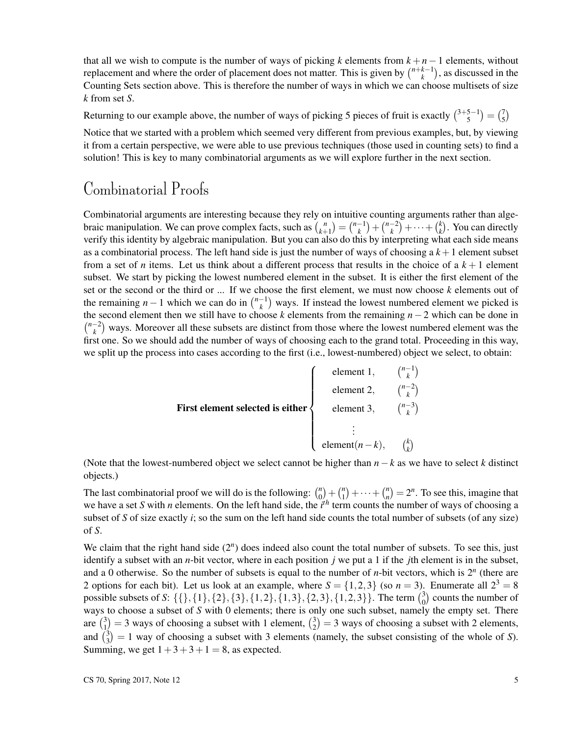that all we wish to compute is the number of ways of picking $k$ elements from $k+n-1$ elements, without replacement and where the order of placement does not matter. This is given by $\binom{n+k-1}{k}$, as discussed in the Counting Sets section above. This is therefore the number of ways in which we can choose multisets of size $k$ from set $S$.

Returning to our example above, the number of ways of picking 5 pieces of fruit is exactly $\binom{3+5-1}{5} = \binom{7}{5}$

Notice that we started with a problem which seemed very different from previous examples, but, by viewing it from a certain perspective, we were able to use previous techniques (those used in counting sets) to find a solution! This is key to many combinatorial arguments as we will explore further in the next section.

# Combinatorial Proofs

Combinatorial arguments are interesting because they rely on intuitive counting arguments rather than algebraic manipulation. We can prove complex facts, such as $\binom{n}{k+1} = \binom{n-1}{k} + \binom{n-2}{k} + \cdots + \binom{k}{k}$. You can directly verify this identity by algebraic manipulation. But you can also do this by interpreting what each side means as a combinatorial process. The left hand side is just the number of ways of choosing a $k+1$ element subset from a set of $n$ items. Let us think about a different process that results in the choice of a $k+1$ element subset. We start by picking the lowest numbered element in the subset. It is either the first element of the set or the second or the third or ... If we choose the first element, we must now choose $k$ elements out of the remaining $n-1$ which we can do in $\binom{n-1}{k}$ ways. If instead the lowest numbered element we picked is the second element then we still have to choose $k$ elements from the remaining $n-2$ which can be done in $\binom{n-2}{k}$ ways. Moreover all these subsets are distinct from those where the lowest numbered element was the first one. So we should add the number of ways of choosing each to the grand total. Proceeding in this way, we split up the process into cases according to the first (i.e., lowest-numbered) object we select, to obtain:

$$
\textbf{First element selected is either}
\begin{cases}
\text{element 1,} & \binom{n-1}{k} \\
\text{element 2,} & \binom{n-2}{k} \\
\text{element 3,} & \binom{n-3}{k} \\
\quad\vdots & \\
\text{element}(n-k), & \binom{k}{k}
\end{cases}
$$

(Note that the lowest-numbered object we select cannot be higher than $n-k$ as we have to select $k$ distinct objects.)

The last combinatorial proof we will do is the following: $\binom{n}{0} + \binom{n}{1} + \cdots + \binom{n}{n} = 2^n$. To see this, imagine that we have a set $S$ with $n$ elements. On the left hand side, the $i^{th}$ term counts the number of ways of choosing a subset of $S$ of size exactly $i$; so the sum on the left hand side counts the total number of subsets (of any size) of $S$.

We claim that the right hand side ($2^n$) does indeed also count the total number of subsets. To see this, just identify a subset with an $n$-bit vector, where in each position $j$ we put a 1 if the $j$th element is in the subset, and a 0 otherwise. So the number of subsets is equal to the number of $n$-bit vectors, which is $2^n$ (there are 2 options for each bit). Let us look at an example, where $S = \{1,2,3\}$ (so $n = 3$). Enumerate all $2^3 = 8$ possible subsets of $S$: $\{\{\},\{1\},\{2\},\{3\},\{1,2\},\{1,3\},\{2,3\},\{1,2,3\}\}$. The term $\binom{3}{0}$ counts the number of ways to choose a subset of $S$ with 0 elements; there is only one such subset, namely the empty set. There are $\binom{3}{1} = 3$ ways of choosing a subset with 1 element, $\binom{3}{2} = 3$ ways of choosing a subset with 2 elements, and $\binom{3}{3} = 1$ way of choosing a subset with 3 elements (namely, the subset consisting of the whole of $S$). Summing, we get $1+3+3+1 = 8$, as expected.